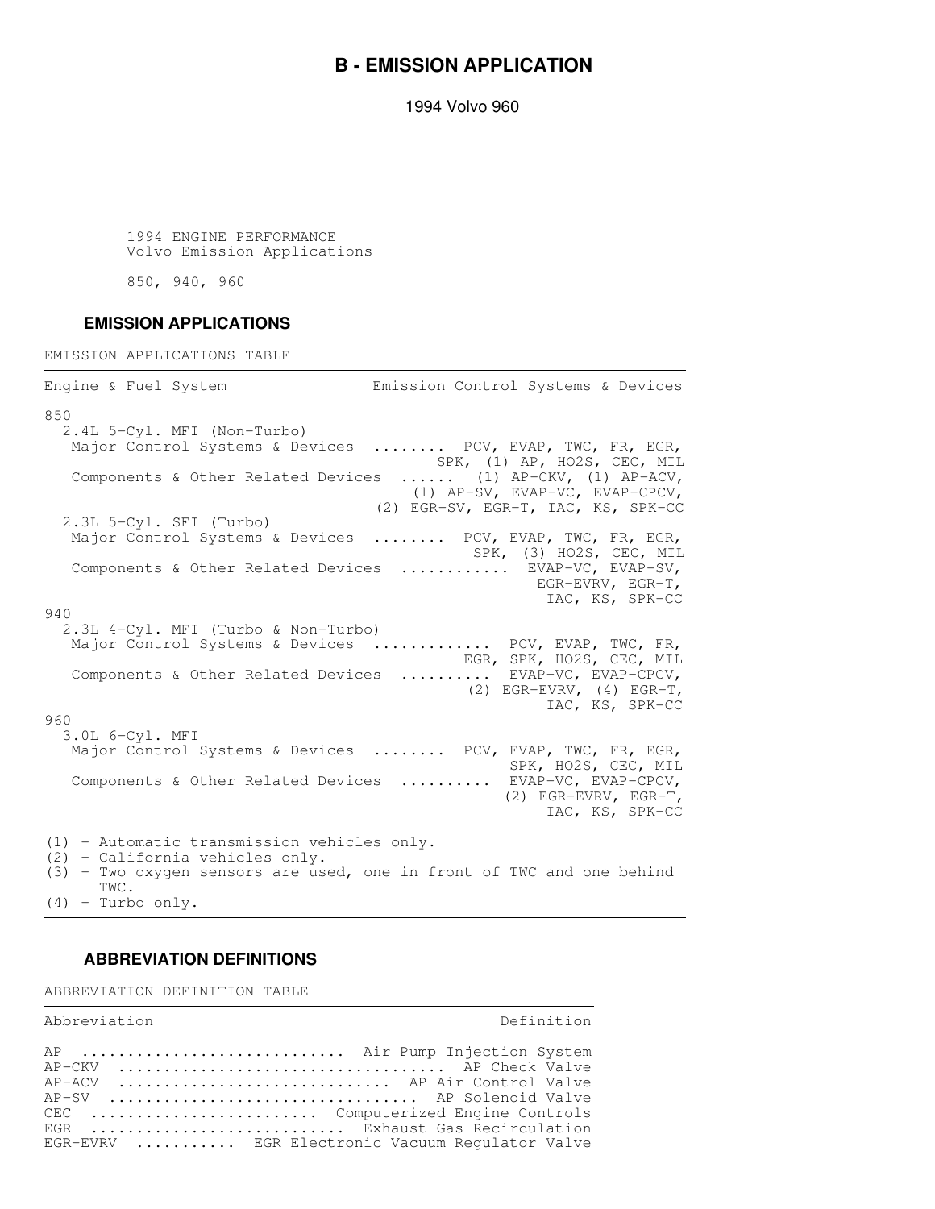# B - EMISSION APPLICATION

1994 Volvo 960

1994 ENGINE PERFORMANCE
Volvo Emission Applications

850, 940, 960

## EMISSION APPLICATIONS

EMISSION APPLICATIONS TABLE

| Engine & Fuel System | Emission Control Systems & Devices |
|---|---|
| 850 | |
| 2.4L 5-Cyl. MFI (Non-Turbo) | |
| Major Control Systems & Devices | PCV, EVAP, TWC, FR, EGR, SPK, (1) AP, HO2S, CEC, MIL |
| Components & Other Related Devices | (1) AP-CKV, (1) AP-ACV, (1) AP-SV, EVAP-VC, EVAP-CPCV, (2) EGR-SV, EGR-T, IAC, KS, SPK-CC |
| 2.3L 5-Cyl. SFI (Turbo) | |
| Major Control Systems & Devices | PCV, EVAP, TWC, FR, EGR, SPK, (3) HO2S, CEC, MIL |
| Components & Other Related Devices | EVAP-VC, EVAP-SV, EGR-EVRV, EGR-T, IAC, KS, SPK-CC |
| 940 | |
| 2.3L 4-Cyl. MFI (Turbo & Non-Turbo) | |
| Major Control Systems & Devices | PCV, EVAP, TWC, FR, EGR, SPK, HO2S, CEC, MIL |
| Components & Other Related Devices | EVAP-VC, EVAP-CPCV, (2) EGR-EVRV, (4) EGR-T, IAC, KS, SPK-CC |
| 960 | |
| 3.0L 6-Cyl. MFI | |
| Major Control Systems & Devices | PCV, EVAP, TWC, FR, EGR, SPK, HO2S, CEC, MIL |
| Components & Other Related Devices | EVAP-VC, EVAP-CPCV, (2) EGR-EVRV, EGR-T, IAC, KS, SPK-CC |

(1) - Automatic transmission vehicles only.
(2) - California vehicles only.
(3) - Two oxygen sensors are used, one in front of TWC and one behind TWC.
(4) - Turbo only.

## ABBREVIATION DEFINITIONS

ABBREVIATION DEFINITION TABLE

| Abbreviation | Definition |
|---|---|
| AP | Air Pump Injection System |
| AP-CKV | AP Check Valve |
| AP-ACV | AP Air Control Valve |
| AP-SV | AP Solenoid Valve |
| CEC | Computerized Engine Controls |
| EGR | Exhaust Gas Recirculation |
| EGR-EVRV | EGR Electronic Vacuum Regulator Valve |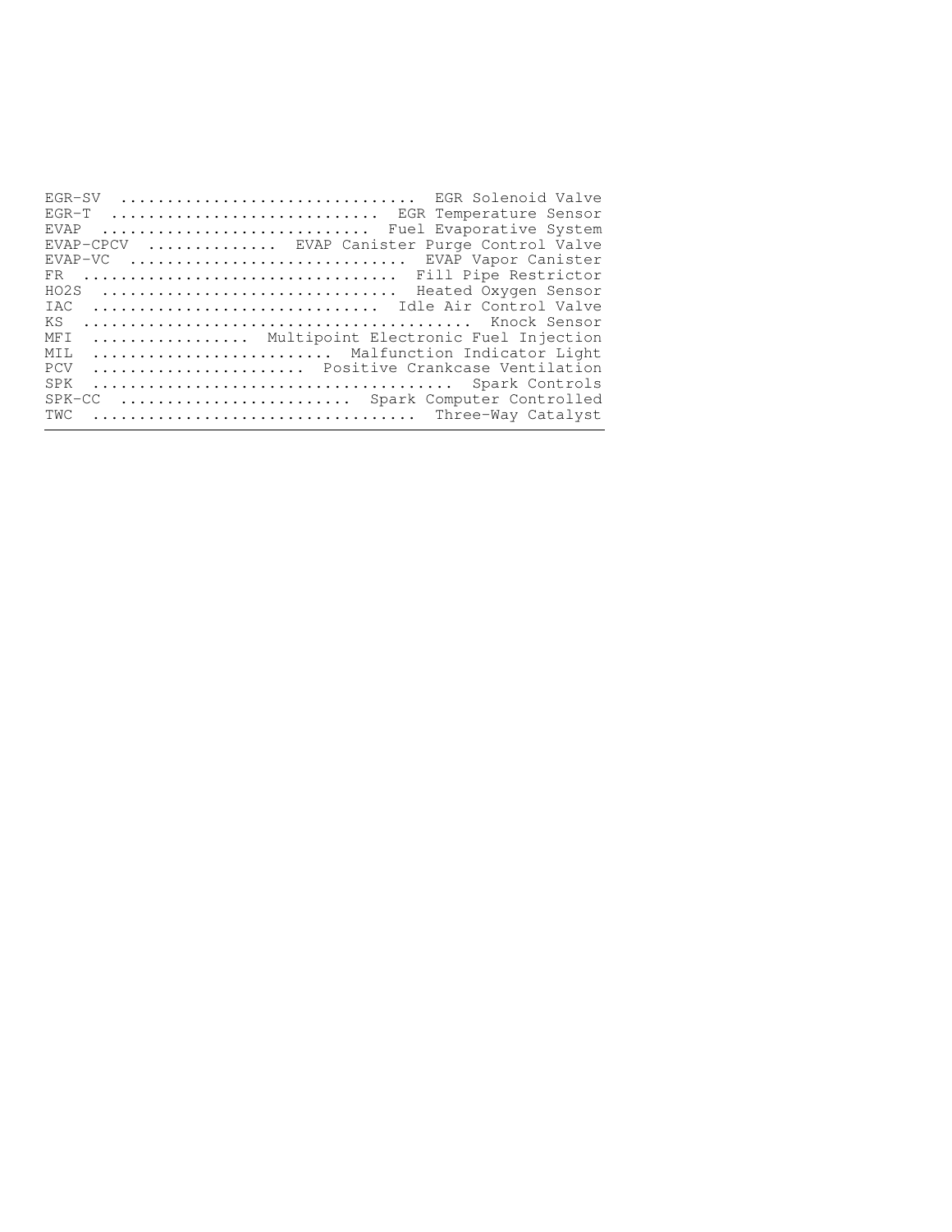| | |
|---|---|
| EGR-SV | EGR Solenoid Valve |
| EGR-T | EGR Temperature Sensor |
| EVAP | Fuel Evaporative System |
| EVAP-CPCV | EVAP Canister Purge Control Valve |
| EVAP-VC | EVAP Vapor Canister |
| FR | Fill Pipe Restrictor |
| HO2S | Heated Oxygen Sensor |
| IAC | Idle Air Control Valve |
| KS | Knock Sensor |
| MFI | Multipoint Electronic Fuel Injection |
| MIL | Malfunction Indicator Light |
| PCV | Positive Crankcase Ventilation |
| SPK | Spark Controls |
| SPK-CC | Spark Computer Controlled |
| TWC | Three-Way Catalyst |